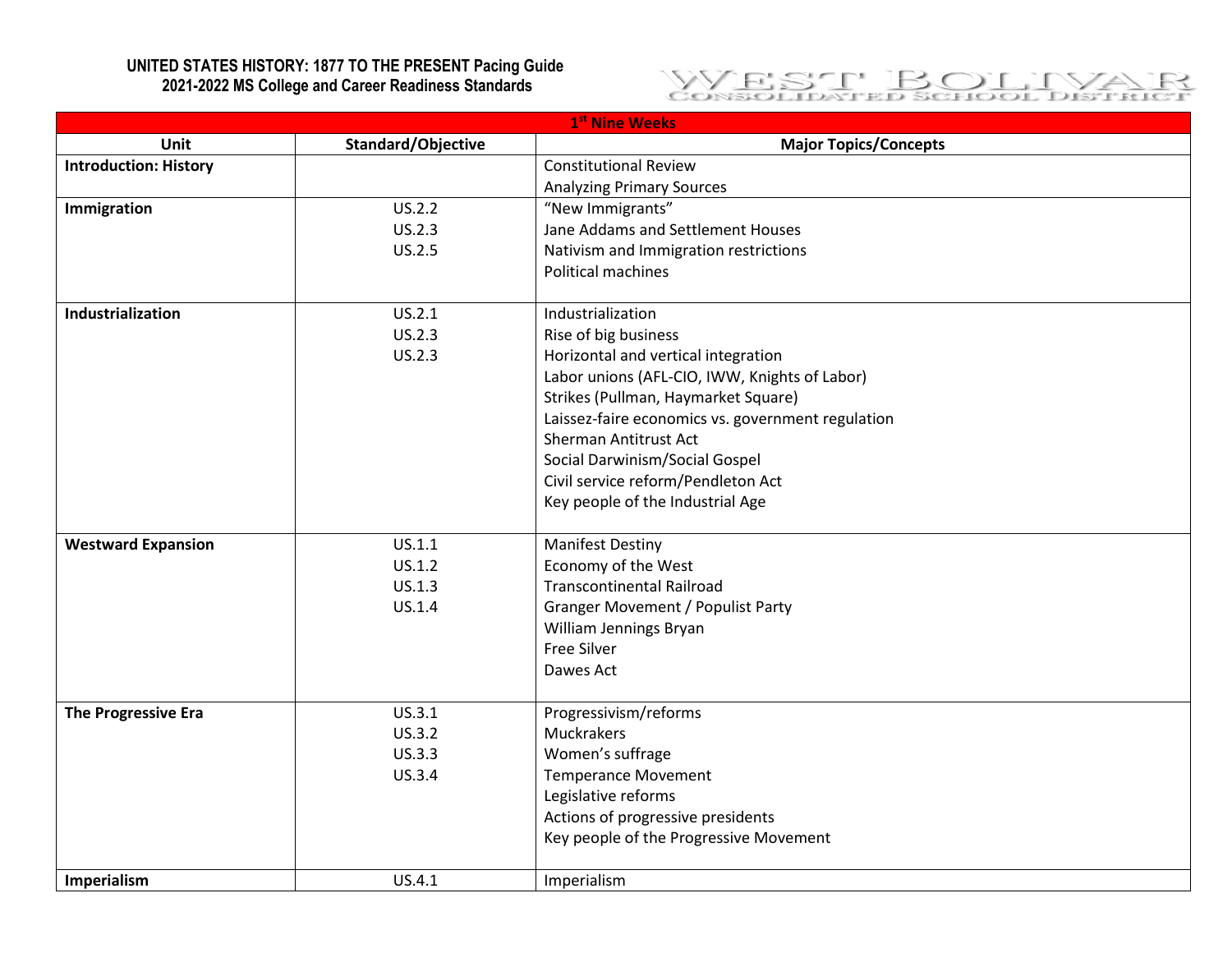**UNITED STATES HISTORY: 1877 TO THE PRESENT Pacing Guide**
**2021-2022 MS College and Career Readiness Standards**

WEST BOLIVAR
CONSOLIDATED SCHOOL DISTRICT

| 1st Nine Weeks | | |
|---|---|---|
| **Unit** | **Standard/Objective** | **Major Topics/Concepts** |
| **Introduction: History** | | Constitutional Review<br>Analyzing Primary Sources |
| **Immigration** | US.2.2<br>US.2.3<br>US.2.5 | "New Immigrants"<br>Jane Addams and Settlement Houses<br>Nativism and Immigration restrictions<br>Political machines |
| **Industrialization** | US.2.1<br>US.2.3<br>US.2.3 | Industrialization<br>Rise of big business<br>Horizontal and vertical integration<br>Labor unions (AFL-CIO, IWW, Knights of Labor)<br>Strikes (Pullman, Haymarket Square)<br>Laissez-faire economics vs. government regulation<br>Sherman Antitrust Act<br>Social Darwinism/Social Gospel<br>Civil service reform/Pendleton Act<br>Key people of the Industrial Age |
| **Westward Expansion** | US.1.1<br>US.1.2<br>US.1.3<br>US.1.4 | Manifest Destiny<br>Economy of the West<br>Transcontinental Railroad<br>Granger Movement / Populist Party<br>William Jennings Bryan<br>Free Silver<br>Dawes Act |
| **The Progressive Era** | US.3.1<br>US.3.2<br>US.3.3<br>US.3.4 | Progressivism/reforms<br>Muckrakers<br>Women's suffrage<br>Temperance Movement<br>Legislative reforms<br>Actions of progressive presidents<br>Key people of the Progressive Movement |
| **Imperialism** | US.4.1 | Imperialism |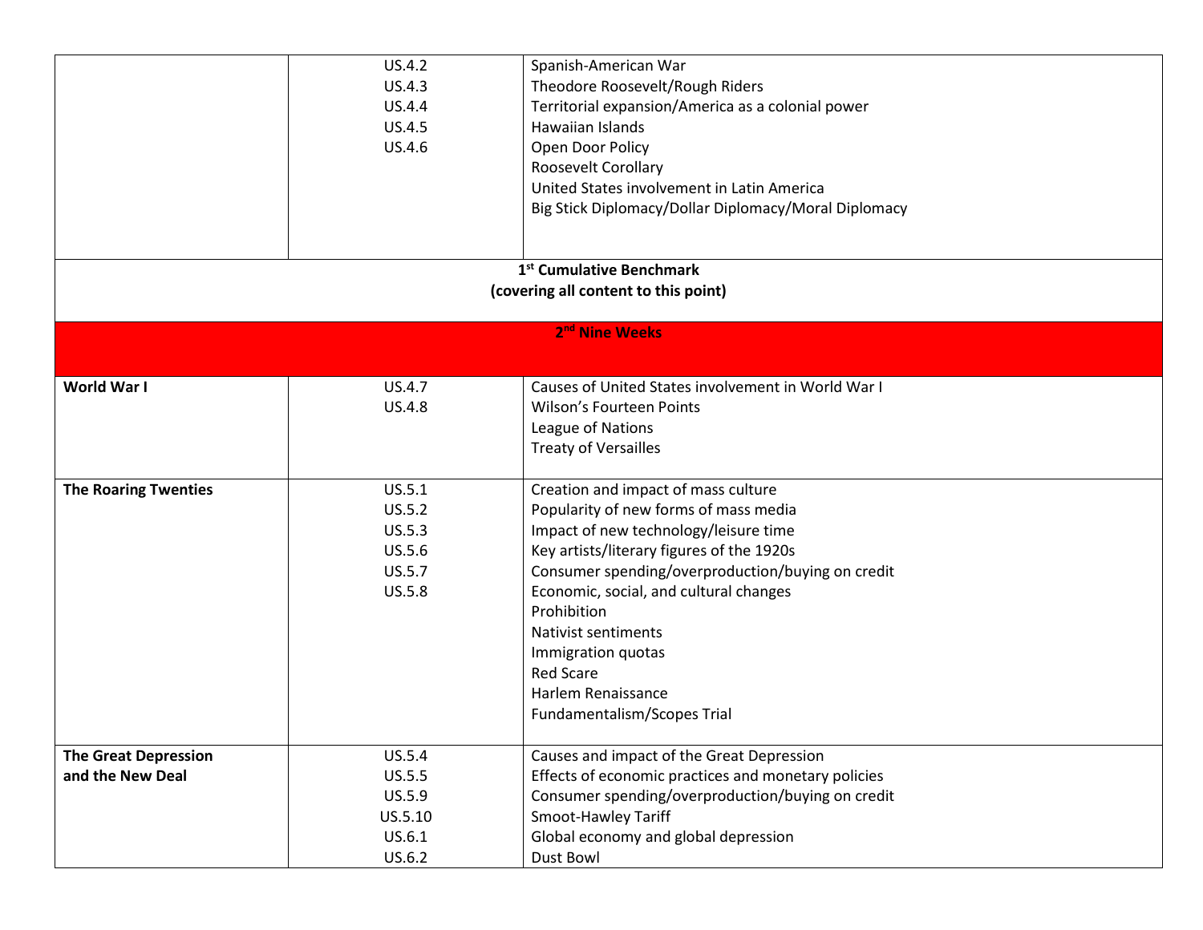| | | |
|---|---|---|
| | US.4.2<br>US.4.3<br>US.4.4<br>US.4.5<br>US.4.6 | Spanish-American War<br>Theodore Roosevelt/Rough Riders<br>Territorial expansion/America as a colonial power<br>Hawaiian Islands<br>Open Door Policy<br>Roosevelt Corollary<br>United States involvement in Latin America<br>Big Stick Diplomacy/Dollar Diplomacy/Moral Diplomacy |
| **1st Cumulative Benchmark (covering all content to this point)** | | |
| **2nd Nine Weeks** | | |
| **World War I** | US.4.7<br>US.4.8 | Causes of United States involvement in World War I<br>Wilson's Fourteen Points<br>League of Nations<br>Treaty of Versailles |
| **The Roaring Twenties** | US.5.1<br>US.5.2<br>US.5.3<br>US.5.6<br>US.5.7<br>US.5.8 | Creation and impact of mass culture<br>Popularity of new forms of mass media<br>Impact of new technology/leisure time<br>Key artists/literary figures of the 1920s<br>Consumer spending/overproduction/buying on credit<br>Economic, social, and cultural changes<br>Prohibition<br>Nativist sentiments<br>Immigration quotas<br>Red Scare<br>Harlem Renaissance<br>Fundamentalism/Scopes Trial |
| **The Great Depression and the New Deal** | US.5.4<br>US.5.5<br>US.5.9<br>US.5.10<br>US.6.1<br>US.6.2 | Causes and impact of the Great Depression<br>Effects of economic practices and monetary policies<br>Consumer spending/overproduction/buying on credit<br>Smoot-Hawley Tariff<br>Global economy and global depression<br>Dust Bowl |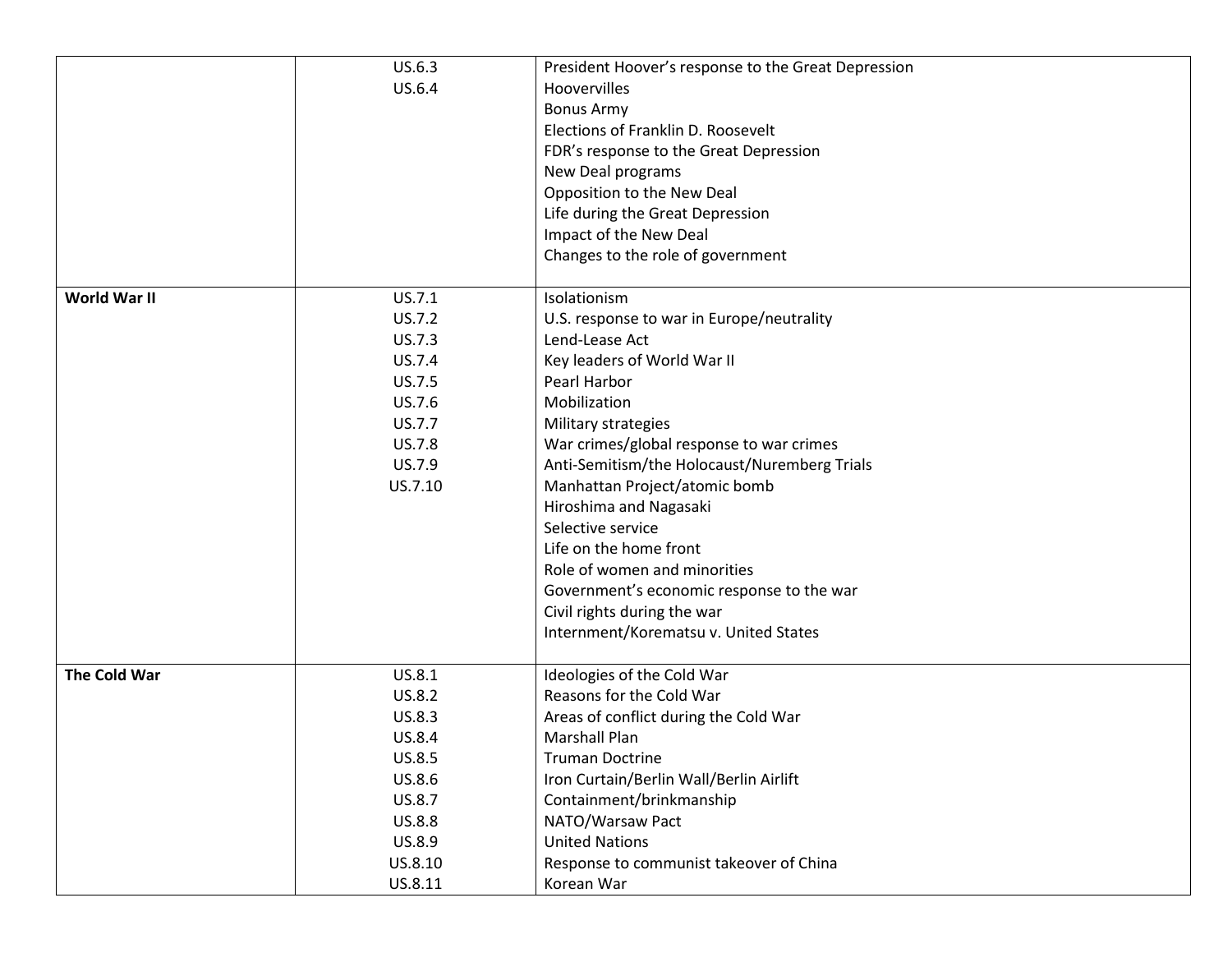| | | |
|---|---|---|
| | US.6.3<br>US.6.4 | President Hoover's response to the Great Depression<br>Hoovervilles<br>Bonus Army<br>Elections of Franklin D. Roosevelt<br>FDR's response to the Great Depression<br>New Deal programs<br>Opposition to the New Deal<br>Life during the Great Depression<br>Impact of the New Deal<br>Changes to the role of government |
| **World War II** | US.7.1<br>US.7.2<br>US.7.3<br>US.7.4<br>US.7.5<br>US.7.6<br>US.7.7<br>US.7.8<br>US.7.9<br>US.7.10 | Isolationism<br>U.S. response to war in Europe/neutrality<br>Lend-Lease Act<br>Key leaders of World War II<br>Pearl Harbor<br>Mobilization<br>Military strategies<br>War crimes/global response to war crimes<br>Anti-Semitism/the Holocaust/Nuremberg Trials<br>Manhattan Project/atomic bomb<br>Hiroshima and Nagasaki<br>Selective service<br>Life on the home front<br>Role of women and minorities<br>Government's economic response to the war<br>Civil rights during the war<br>Internment/Korematsu v. United States |
| **The Cold War** | US.8.1<br>US.8.2<br>US.8.3<br>US.8.4<br>US.8.5<br>US.8.6<br>US.8.7<br>US.8.8<br>US.8.9<br>US.8.10<br>US.8.11 | Ideologies of the Cold War<br>Reasons for the Cold War<br>Areas of conflict during the Cold War<br>Marshall Plan<br>Truman Doctrine<br>Iron Curtain/Berlin Wall/Berlin Airlift<br>Containment/brinkmanship<br>NATO/Warsaw Pact<br>United Nations<br>Response to communist takeover of China<br>Korean War |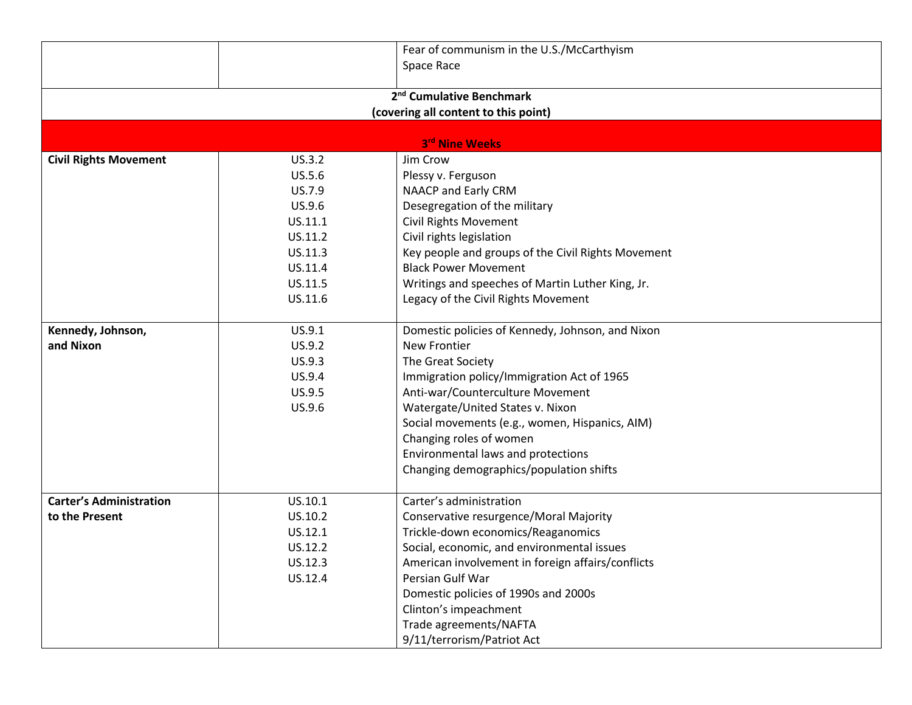| | | |
|---|---|---|
| | | Fear of communism in the U.S./McCarthyism<br>Space Race |
| **2nd Cumulative Benchmark**<br>**(covering all content to this point)** | | |
| **3rd Nine Weeks** | | |
| **Civil Rights Movement** | US.3.2<br>US.5.6<br>US.7.9<br>US.9.6<br>US.11.1<br>US.11.2<br>US.11.3<br>US.11.4<br>US.11.5<br>US.11.6 | Jim Crow<br>Plessy v. Ferguson<br>NAACP and Early CRM<br>Desegregation of the military<br>Civil Rights Movement<br>Civil rights legislation<br>Key people and groups of the Civil Rights Movement<br>Black Power Movement<br>Writings and speeches of Martin Luther King, Jr.<br>Legacy of the Civil Rights Movement |
| **Kennedy, Johnson, and Nixon** | US.9.1<br>US.9.2<br>US.9.3<br>US.9.4<br>US.9.5<br>US.9.6 | Domestic policies of Kennedy, Johnson, and Nixon<br>New Frontier<br>The Great Society<br>Immigration policy/Immigration Act of 1965<br>Anti-war/Counterculture Movement<br>Watergate/United States v. Nixon<br>Social movements (e.g., women, Hispanics, AIM)<br>Changing roles of women<br>Environmental laws and protections<br>Changing demographics/population shifts |
| **Carter's Administration to the Present** | US.10.1<br>US.10.2<br>US.12.1<br>US.12.2<br>US.12.3<br>US.12.4 | Carter's administration<br>Conservative resurgence/Moral Majority<br>Trickle-down economics/Reaganomics<br>Social, economic, and environmental issues<br>American involvement in foreign affairs/conflicts<br>Persian Gulf War<br>Domestic policies of 1990s and 2000s<br>Clinton's impeachment<br>Trade agreements/NAFTA<br>9/11/terrorism/Patriot Act |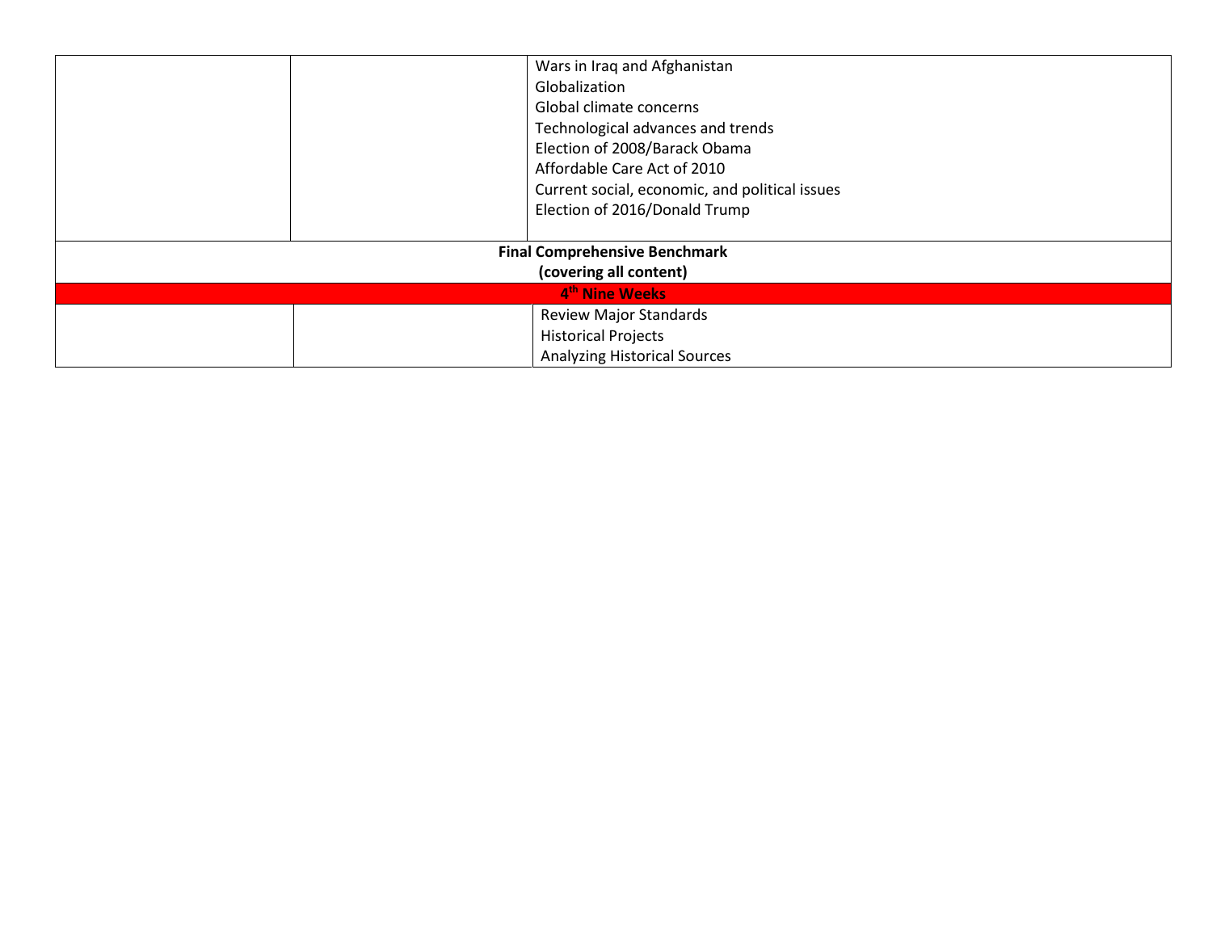| | | |
|---|---|---|
| | | Wars in Iraq and Afghanistan<br>Globalization<br>Global climate concerns<br>Technological advances and trends<br>Election of 2008/Barack Obama<br>Affordable Care Act of 2010<br>Current social, economic, and political issues<br>Election of 2016/Donald Trump |
| **Final Comprehensive Benchmark (covering all content)** | | |
| **4th Nine Weeks** | | |
| | | Review Major Standards<br>Historical Projects<br>Analyzing Historical Sources |